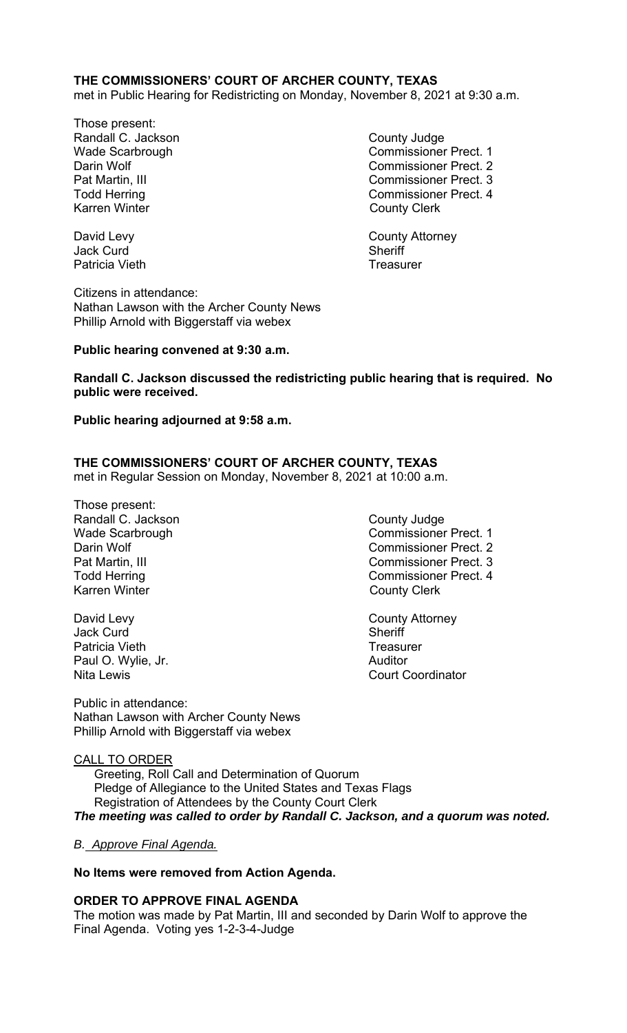**THE COMMISSIONERS' COURT OF ARCHER COUNTY, TEXAS**
met in Public Hearing for Redistricting on Monday, November 8, 2021 at 9:30 a.m.

Those present:

| | |
|---|---|
| Randall C. Jackson | County Judge |
| Wade Scarbrough | Commissioner Prect. 1 |
| Darin Wolf | Commissioner Prect. 2 |
| Pat Martin, III | Commissioner Prect. 3 |
| Todd Herring | Commissioner Prect. 4 |
| Karren Winter | County Clerk |
| | |
| David Levy | County Attorney |
| Jack Curd | Sheriff |
| Patricia Vieth | Treasurer |

Citizens in attendance:
Nathan Lawson with the Archer County News
Phillip Arnold with Biggerstaff via webex

**Public hearing convened at 9:30 a.m.**

**Randall C. Jackson discussed the redistricting public hearing that is required. No public were received.**

**Public hearing adjourned at 9:58 a.m.**

**THE COMMISSIONERS' COURT OF ARCHER COUNTY, TEXAS**
met in Regular Session on Monday, November 8, 2021 at 10:00 a.m.

Those present:

| | |
|---|---|
| Randall C. Jackson | County Judge |
| Wade Scarbrough | Commissioner Prect. 1 |
| Darin Wolf | Commissioner Prect. 2 |
| Pat Martin, III | Commissioner Prect. 3 |
| Todd Herring | Commissioner Prect. 4 |
| Karren Winter | County Clerk |
| | |
| David Levy | County Attorney |
| Jack Curd | Sheriff |
| Patricia Vieth | Treasurer |
| Paul O. Wylie, Jr. | Auditor |
| Nita Lewis | Court Coordinator |

Public in attendance:
Nathan Lawson with Archer County News
Phillip Arnold with Biggerstaff via webex

CALL TO ORDER

Greeting, Roll Call and Determination of Quorum
Pledge of Allegiance to the United States and Texas Flags
Registration of Attendees by the County Court Clerk

***The meeting was called to order by Randall C. Jackson, and a quorum was noted.***

*B. Approve Final Agenda.*

**No Items were removed from Action Agenda.**

**ORDER TO APPROVE FINAL AGENDA**
The motion was made by Pat Martin, III and seconded by Darin Wolf to approve the Final Agenda. Voting yes 1-2-3-4-Judge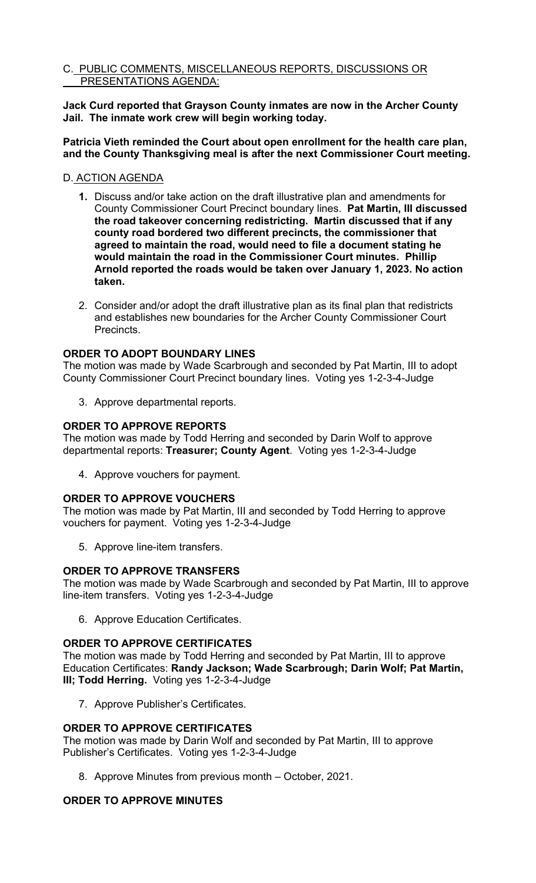C. <u>PUBLIC COMMENTS, MISCELLANEOUS REPORTS, DISCUSSIONS OR PRESENTATIONS AGENDA:</u>

**Jack Curd reported that Grayson County inmates are now in the Archer County Jail. The inmate work crew will begin working today.**

**Patricia Vieth reminded the Court about open enrollment for the health care plan, and the County Thanksgiving meal is after the next Commissioner Court meeting.**

D. <u>ACTION AGENDA</u>

1. Discuss and/or take action on the draft illustrative plan and amendments for County Commissioner Court Precinct boundary lines. **Pat Martin, III discussed the road takeover concerning redistricting. Martin discussed that if any county road bordered two different precincts, the commissioner that agreed to maintain the road, would need to file a document stating he would maintain the road in the Commissioner Court minutes. Phillip Arnold reported the roads would be taken over January 1, 2023. No action taken.**

2. Consider and/or adopt the draft illustrative plan as its final plan that redistricts and establishes new boundaries for the Archer County Commissioner Court Precincts.

**ORDER TO ADOPT BOUNDARY LINES**

The motion was made by Wade Scarbrough and seconded by Pat Martin, III to adopt County Commissioner Court Precinct boundary lines. Voting yes 1-2-3-4-Judge

3. Approve departmental reports.

**ORDER TO APPROVE REPORTS**

The motion was made by Todd Herring and seconded by Darin Wolf to approve departmental reports: **Treasurer; County Agent**. Voting yes 1-2-3-4-Judge

4. Approve vouchers for payment.

**ORDER TO APPROVE VOUCHERS**

The motion was made by Pat Martin, III and seconded by Todd Herring to approve vouchers for payment. Voting yes 1-2-3-4-Judge

5. Approve line-item transfers.

**ORDER TO APPROVE TRANSFERS**

The motion was made by Wade Scarbrough and seconded by Pat Martin, III to approve line-item transfers. Voting yes 1-2-3-4-Judge

6. Approve Education Certificates.

**ORDER TO APPROVE CERTIFICATES**

The motion was made by Todd Herring and seconded by Pat Martin, III to approve Education Certificates: **Randy Jackson; Wade Scarbrough; Darin Wolf; Pat Martin, III; Todd Herring.** Voting yes 1-2-3-4-Judge

7. Approve Publisher's Certificates.

**ORDER TO APPROVE CERTIFICATES**

The motion was made by Darin Wolf and seconded by Pat Martin, III to approve Publisher's Certificates. Voting yes 1-2-3-4-Judge

8. Approve Minutes from previous month – October, 2021.

**ORDER TO APPROVE MINUTES**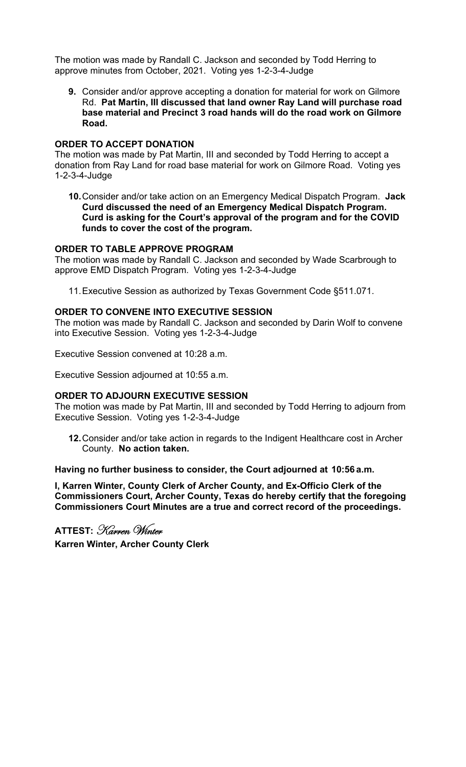The motion was made by Randall C. Jackson and seconded by Todd Herring to approve minutes from October, 2021. Voting yes 1-2-3-4-Judge

**9.** Consider and/or approve accepting a donation for material for work on Gilmore Rd. **Pat Martin, III discussed that land owner Ray Land will purchase road base material and Precinct 3 road hands will do the road work on Gilmore Road.**

**ORDER TO ACCEPT DONATION**

The motion was made by Pat Martin, III and seconded by Todd Herring to accept a donation from Ray Land for road base material for work on Gilmore Road. Voting yes 1-2-3-4-Judge

**10.** Consider and/or take action on an Emergency Medical Dispatch Program. **Jack Curd discussed the need of an Emergency Medical Dispatch Program. Curd is asking for the Court's approval of the program and for the COVID funds to cover the cost of the program.**

**ORDER TO TABLE APPROVE PROGRAM**

The motion was made by Randall C. Jackson and seconded by Wade Scarbrough to approve EMD Dispatch Program. Voting yes 1-2-3-4-Judge

11. Executive Session as authorized by Texas Government Code §511.071.

**ORDER TO CONVENE INTO EXECUTIVE SESSION**

The motion was made by Randall C. Jackson and seconded by Darin Wolf to convene into Executive Session. Voting yes 1-2-3-4-Judge

Executive Session convened at 10:28 a.m.

Executive Session adjourned at 10:55 a.m.

**ORDER TO ADJOURN EXECUTIVE SESSION**

The motion was made by Pat Martin, III and seconded by Todd Herring to adjourn from Executive Session. Voting yes 1-2-3-4-Judge

**12.** Consider and/or take action in regards to the Indigent Healthcare cost in Archer County. **No action taken.**

**Having no further business to consider, the Court adjourned at 10:56 a.m.**

**I, Karren Winter, County Clerk of Archer County, and Ex-Officio Clerk of the Commissioners Court, Archer County, Texas do hereby certify that the foregoing Commissioners Court Minutes are a true and correct record of the proceedings.**

**ATTEST:** *Karren Winter*

**Karren Winter, Archer County Clerk**